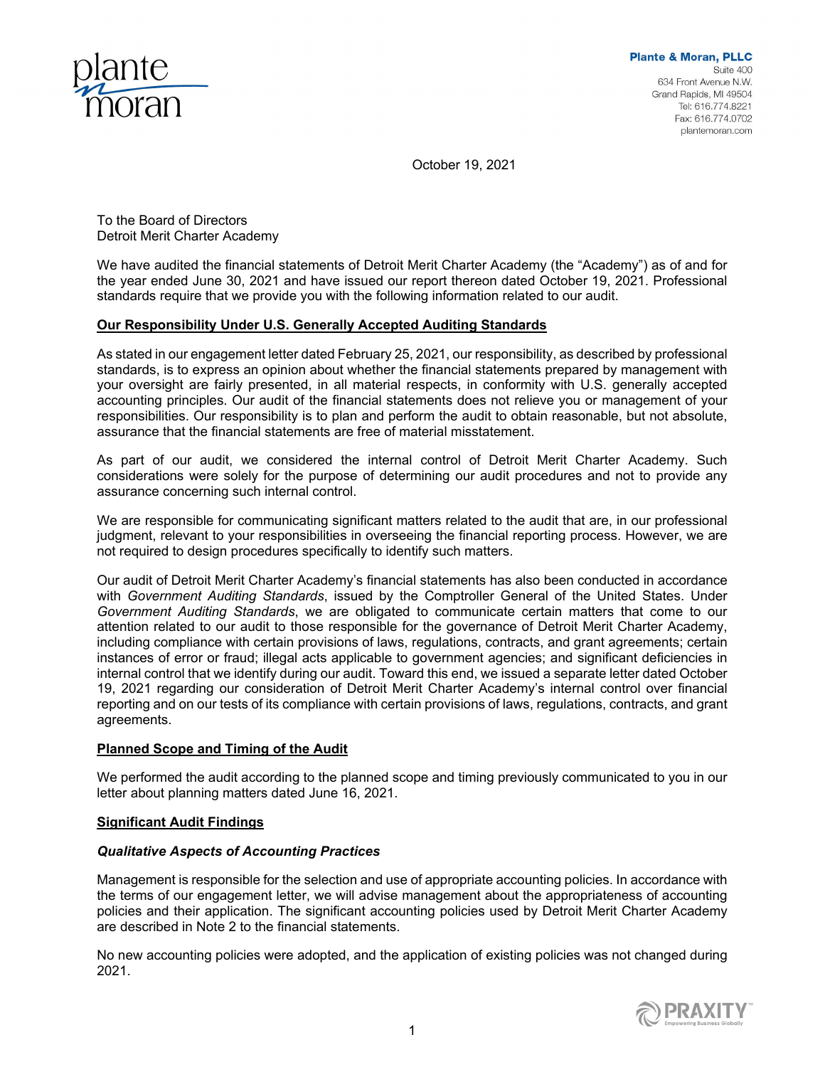**Plante & Moran, PLLC**
Suite 400
634 Front Avenue N.W.
Grand Rapids, MI 49504
Tel: 616.774.8221
Fax: 616.774.0702
plantemoran.com

October 19, 2021

To the Board of Directors
Detroit Merit Charter Academy

We have audited the financial statements of Detroit Merit Charter Academy (the "Academy") as of and for the year ended June 30, 2021 and have issued our report thereon dated October 19, 2021. Professional standards require that we provide you with the following information related to our audit.

## Our Responsibility Under U.S. Generally Accepted Auditing Standards

As stated in our engagement letter dated February 25, 2021, our responsibility, as described by professional standards, is to express an opinion about whether the financial statements prepared by management with your oversight are fairly presented, in all material respects, in conformity with U.S. generally accepted accounting principles. Our audit of the financial statements does not relieve you or management of your responsibilities. Our responsibility is to plan and perform the audit to obtain reasonable, but not absolute, assurance that the financial statements are free of material misstatement.

As part of our audit, we considered the internal control of Detroit Merit Charter Academy. Such considerations were solely for the purpose of determining our audit procedures and not to provide any assurance concerning such internal control.

We are responsible for communicating significant matters related to the audit that are, in our professional judgment, relevant to your responsibilities in overseeing the financial reporting process. However, we are not required to design procedures specifically to identify such matters.

Our audit of Detroit Merit Charter Academy's financial statements has also been conducted in accordance with *Government Auditing Standards*, issued by the Comptroller General of the United States. Under *Government Auditing Standards*, we are obligated to communicate certain matters that come to our attention related to our audit to those responsible for the governance of Detroit Merit Charter Academy, including compliance with certain provisions of laws, regulations, contracts, and grant agreements; certain instances of error or fraud; illegal acts applicable to government agencies; and significant deficiencies in internal control that we identify during our audit. Toward this end, we issued a separate letter dated October 19, 2021 regarding our consideration of Detroit Merit Charter Academy's internal control over financial reporting and on our tests of its compliance with certain provisions of laws, regulations, contracts, and grant agreements.

## Planned Scope and Timing of the Audit

We performed the audit according to the planned scope and timing previously communicated to you in our letter about planning matters dated June 16, 2021.

## Significant Audit Findings

### Qualitative Aspects of Accounting Practices

Management is responsible for the selection and use of appropriate accounting policies. In accordance with the terms of our engagement letter, we will advise management about the appropriateness of accounting policies and their application. The significant accounting policies used by Detroit Merit Charter Academy are described in Note 2 to the financial statements.

No new accounting policies were adopted, and the application of existing policies was not changed during 2021.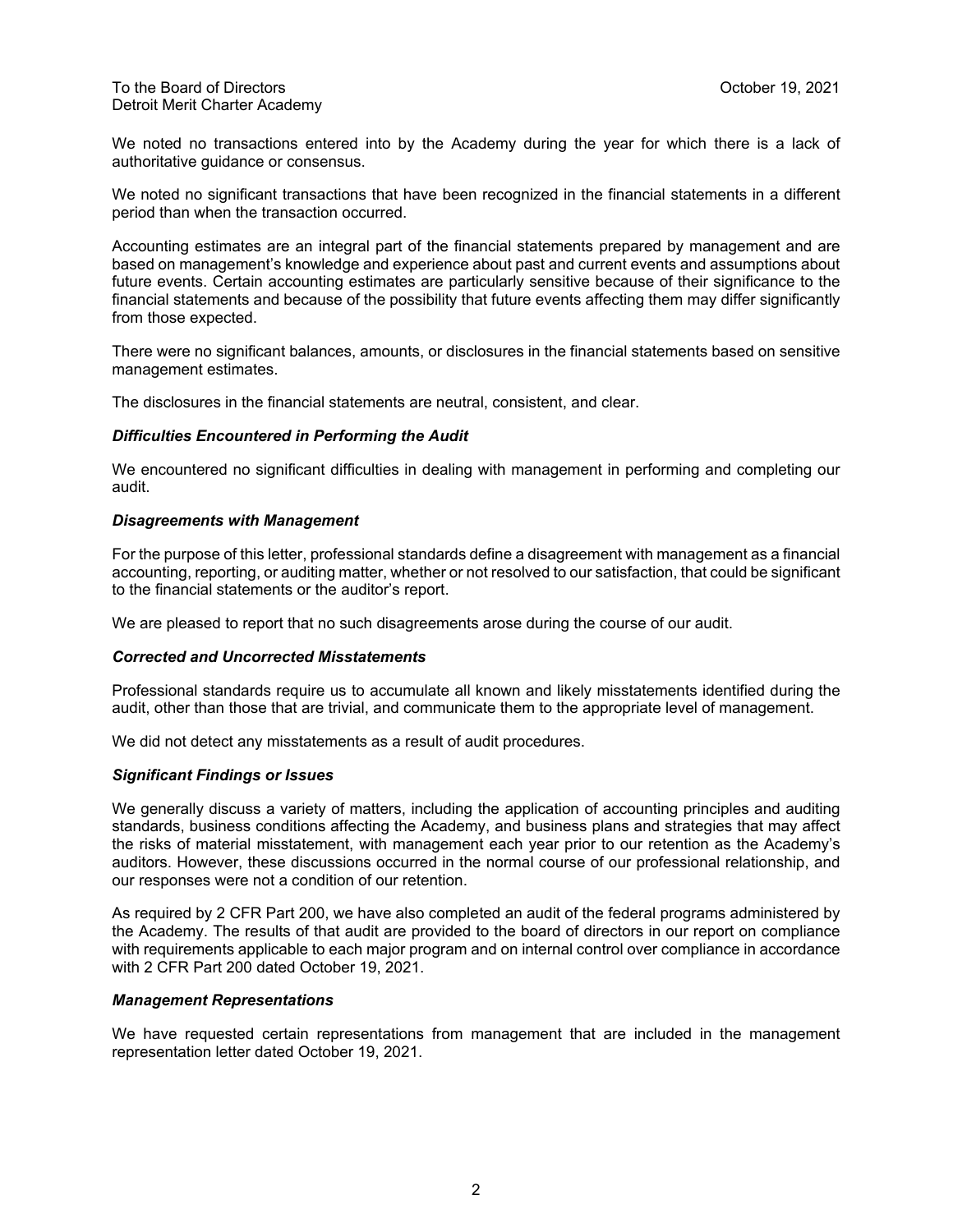To the Board of Directors
Detroit Merit Charter Academy

October 19, 2021

We noted no transactions entered into by the Academy during the year for which there is a lack of authoritative guidance or consensus.

We noted no significant transactions that have been recognized in the financial statements in a different period than when the transaction occurred.

Accounting estimates are an integral part of the financial statements prepared by management and are based on management's knowledge and experience about past and current events and assumptions about future events. Certain accounting estimates are particularly sensitive because of their significance to the financial statements and because of the possibility that future events affecting them may differ significantly from those expected.

There were no significant balances, amounts, or disclosures in the financial statements based on sensitive management estimates.

The disclosures in the financial statements are neutral, consistent, and clear.

***Difficulties Encountered in Performing the Audit***

We encountered no significant difficulties in dealing with management in performing and completing our audit.

***Disagreements with Management***

For the purpose of this letter, professional standards define a disagreement with management as a financial accounting, reporting, or auditing matter, whether or not resolved to our satisfaction, that could be significant to the financial statements or the auditor's report.

We are pleased to report that no such disagreements arose during the course of our audit.

***Corrected and Uncorrected Misstatements***

Professional standards require us to accumulate all known and likely misstatements identified during the audit, other than those that are trivial, and communicate them to the appropriate level of management.

We did not detect any misstatements as a result of audit procedures.

***Significant Findings or Issues***

We generally discuss a variety of matters, including the application of accounting principles and auditing standards, business conditions affecting the Academy, and business plans and strategies that may affect the risks of material misstatement, with management each year prior to our retention as the Academy's auditors. However, these discussions occurred in the normal course of our professional relationship, and our responses were not a condition of our retention.

As required by 2 CFR Part 200, we have also completed an audit of the federal programs administered by the Academy. The results of that audit are provided to the board of directors in our report on compliance with requirements applicable to each major program and on internal control over compliance in accordance with 2 CFR Part 200 dated October 19, 2021.

***Management Representations***

We have requested certain representations from management that are included in the management representation letter dated October 19, 2021.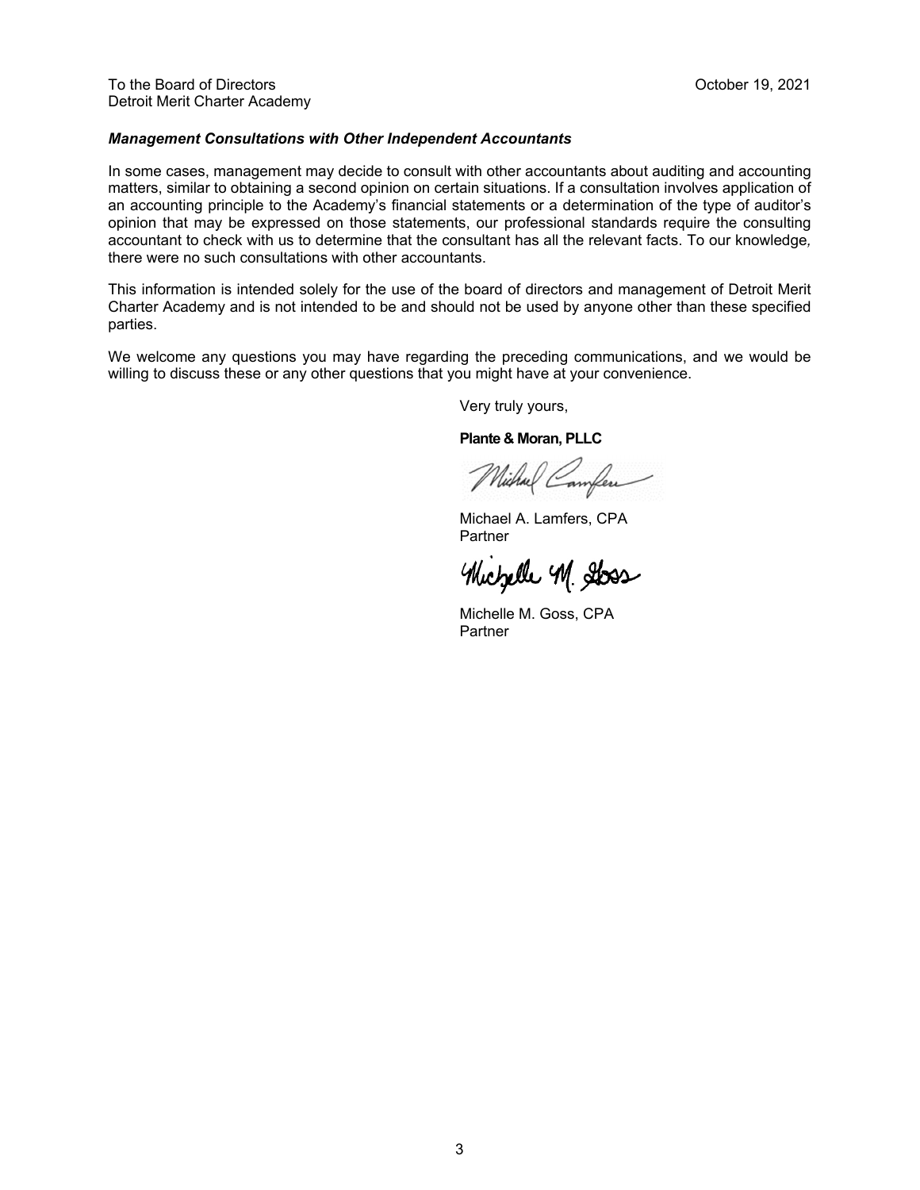To the Board of Directors
Detroit Merit Charter Academy

October 19, 2021

***Management Consultations with Other Independent Accountants***

In some cases, management may decide to consult with other accountants about auditing and accounting matters, similar to obtaining a second opinion on certain situations. If a consultation involves application of an accounting principle to the Academy's financial statements or a determination of the type of auditor's opinion that may be expressed on those statements, our professional standards require the consulting accountant to check with us to determine that the consultant has all the relevant facts. To our knowledge, there were no such consultations with other accountants.

This information is intended solely for the use of the board of directors and management of Detroit Merit Charter Academy and is not intended to be and should not be used by anyone other than these specified parties.

We welcome any questions you may have regarding the preceding communications, and we would be willing to discuss these or any other questions that you might have at your convenience.

Very truly yours,

**Plante & Moran, PLLC**

Michael A. Lamfers, CPA
Partner

Michelle M. Goss, CPA
Partner